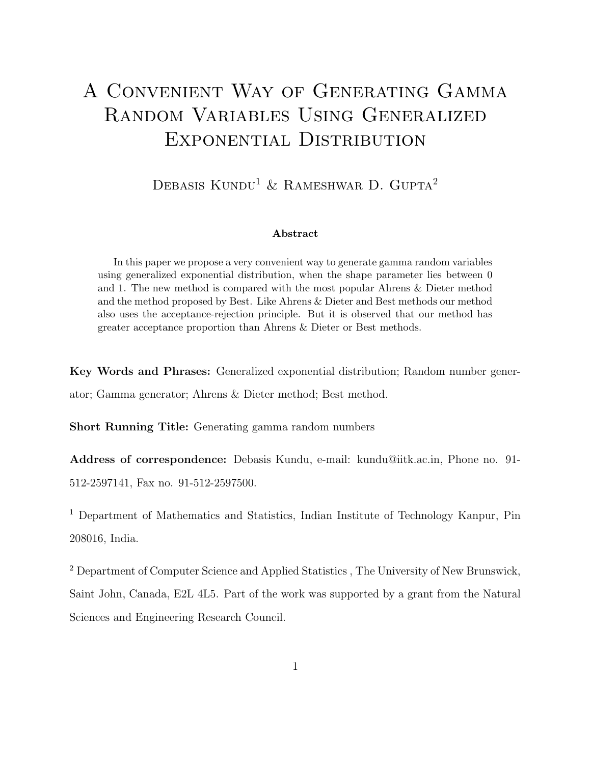# A Convenient Way of Generating Gamma Random Variables Using Generalized Exponential Distribution

Debasis Kundu[1] & Rameshwar D. Gupta[2]

**Abstract**

In this paper we propose a very convenient way to generate gamma random variables using generalized exponential distribution, when the shape parameter lies between 0 and 1. The new method is compared with the most popular Ahrens & Dieter method and the method proposed by Best. Like Ahrens & Dieter and Best methods our method also uses the acceptance-rejection principle. But it is observed that our method has greater acceptance proportion than Ahrens & Dieter or Best methods.

**Key Words and Phrases:** Generalized exponential distribution; Random number generator; Gamma generator; Ahrens & Dieter method; Best method.

**Short Running Title:** Generating gamma random numbers

**Address of correspondence:** Debasis Kundu, e-mail: kundu@iitk.ac.in, Phone no. 91-512-2597141, Fax no. 91-512-2597500.

[1] Department of Mathematics and Statistics, Indian Institute of Technology Kanpur, Pin 208016, India.

[2] Department of Computer Science and Applied Statistics , The University of New Brunswick, Saint John, Canada, E2L 4L5. Part of the work was supported by a grant from the Natural Sciences and Engineering Research Council.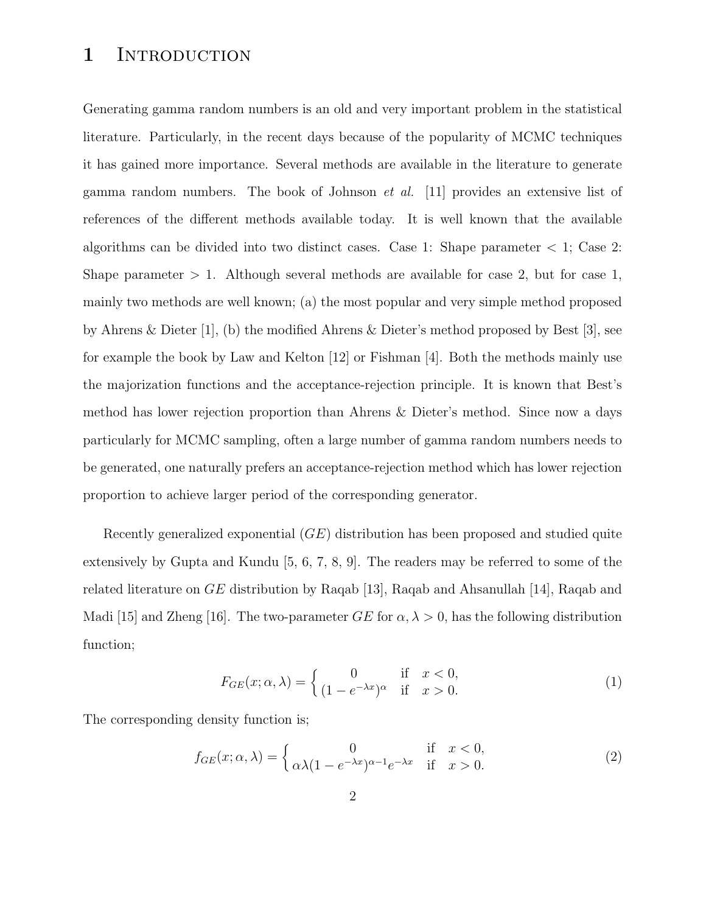# 1 Introduction

Generating gamma random numbers is an old and very important problem in the statistical literature. Particularly, in the recent days because of the popularity of MCMC techniques it has gained more importance. Several methods are available in the literature to generate gamma random numbers. The book of Johnson *et al.* [11] provides an extensive list of references of the different methods available today. It is well known that the available algorithms can be divided into two distinct cases. Case 1: Shape parameter $< 1$; Case 2: Shape parameter $> 1$. Although several methods are available for case 2, but for case 1, mainly two methods are well known; (a) the most popular and very simple method proposed by Ahrens & Dieter [1], (b) the modified Ahrens & Dieter's method proposed by Best [3], see for example the book by Law and Kelton [12] or Fishman [4]. Both the methods mainly use the majorization functions and the acceptance-rejection principle. It is known that Best's method has lower rejection proportion than Ahrens & Dieter's method. Since now a days particularly for MCMC sampling, often a large number of gamma random numbers needs to be generated, one naturally prefers an acceptance-rejection method which has lower rejection proportion to achieve larger period of the corresponding generator.

Recently generalized exponential ($GE$) distribution has been proposed and studied quite extensively by Gupta and Kundu [5, 6, 7, 8, 9]. The readers may be referred to some of the related literature on $GE$ distribution by Raqab [13], Raqab and Ahsanullah [14], Raqab and Madi [15] and Zheng [16]. The two-parameter $GE$ for $\alpha, \lambda > 0$, has the following distribution function;

$$F_{GE}(x;\alpha,\lambda) = \begin{cases} 0 & \text{if} \quad x < 0, \\ (1 - e^{-\lambda x})^{\alpha} & \text{if} \quad x > 0. \end{cases} \tag{1}$$

The corresponding density function is;

$$f_{GE}(x;\alpha,\lambda) = \begin{cases} 0 & \text{if} \quad x < 0, \\ \alpha\lambda(1 - e^{-\lambda x})^{\alpha-1}e^{-\lambda x} & \text{if} \quad x > 0. \end{cases} \tag{2}$$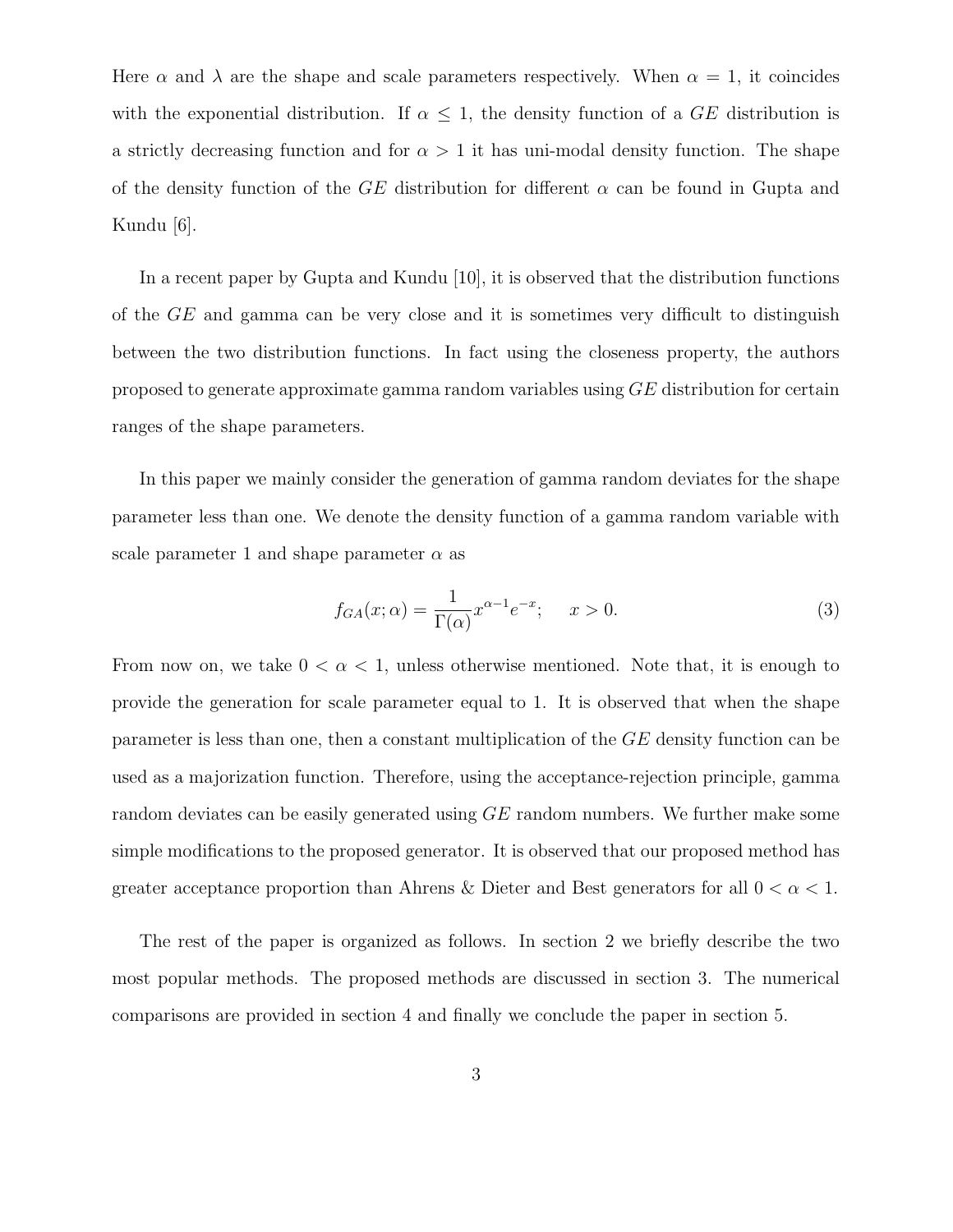Here $\alpha$ and $\lambda$ are the shape and scale parameters respectively. When $\alpha = 1$, it coincides with the exponential distribution. If $\alpha \leq 1$, the density function of a $GE$ distribution is a strictly decreasing function and for $\alpha > 1$ it has uni-modal density function. The shape of the density function of the $GE$ distribution for different $\alpha$ can be found in Gupta and Kundu [6].

In a recent paper by Gupta and Kundu [10], it is observed that the distribution functions of the $GE$ and gamma can be very close and it is sometimes very difficult to distinguish between the two distribution functions. In fact using the closeness property, the authors proposed to generate approximate gamma random variables using $GE$ distribution for certain ranges of the shape parameters.

In this paper we mainly consider the generation of gamma random deviates for the shape parameter less than one. We denote the density function of a gamma random variable with scale parameter 1 and shape parameter $\alpha$ as

$$f_{GA}(x; \alpha) = \frac{1}{\Gamma(\alpha)} x^{\alpha - 1} e^{-x}; \quad x > 0. \tag{3}$$

From now on, we take $0 < \alpha < 1$, unless otherwise mentioned. Note that, it is enough to provide the generation for scale parameter equal to 1. It is observed that when the shape parameter is less than one, then a constant multiplication of the $GE$ density function can be used as a majorization function. Therefore, using the acceptance-rejection principle, gamma random deviates can be easily generated using $GE$ random numbers. We further make some simple modifications to the proposed generator. It is observed that our proposed method has greater acceptance proportion than Ahrens & Dieter and Best generators for all $0 < \alpha < 1$.

The rest of the paper is organized as follows. In section 2 we briefly describe the two most popular methods. The proposed methods are discussed in section 3. The numerical comparisons are provided in section 4 and finally we conclude the paper in section 5.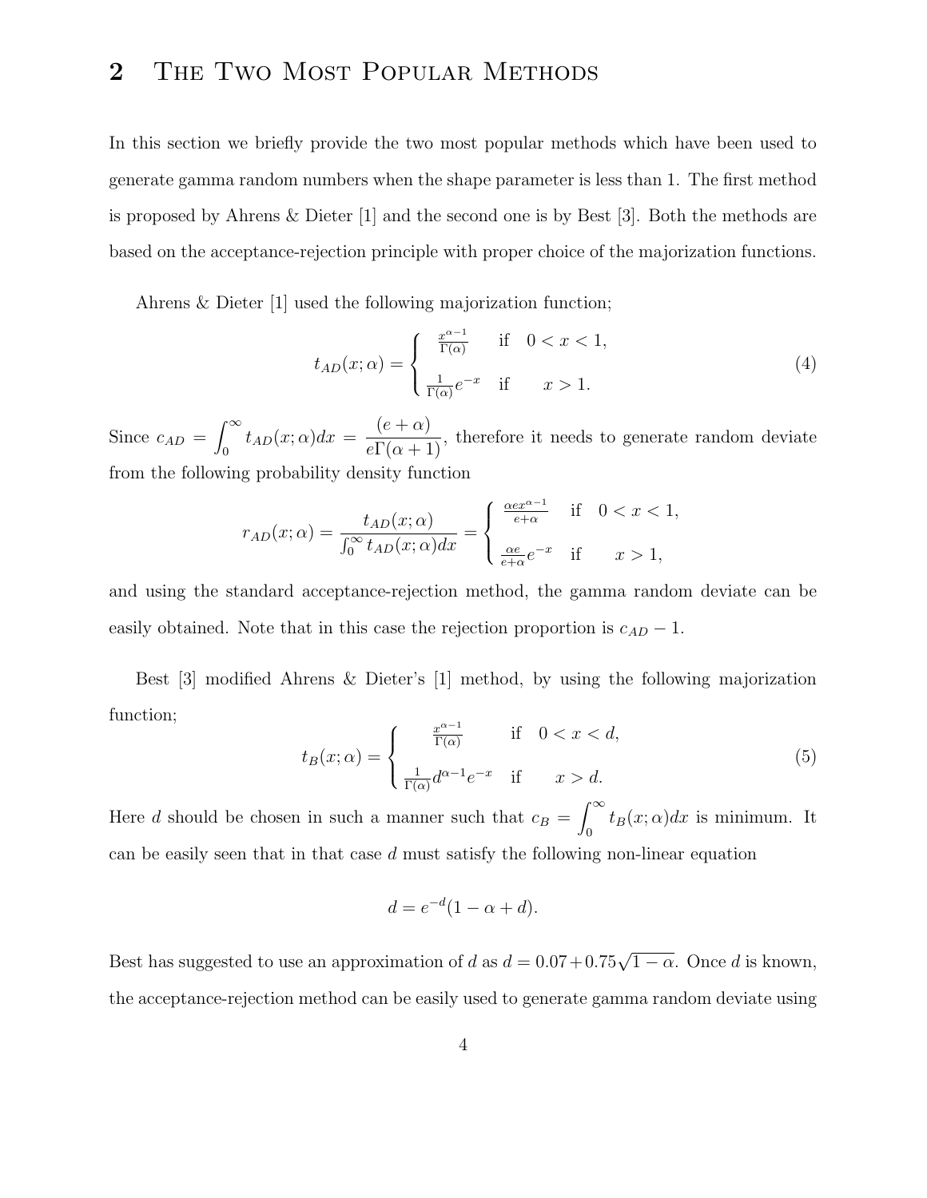## 2 The Two Most Popular Methods

In this section we briefly provide the two most popular methods which have been used to generate gamma random numbers when the shape parameter is less than 1. The first method is proposed by Ahrens & Dieter [1] and the second one is by Best [3]. Both the methods are based on the acceptance-rejection principle with proper choice of the majorization functions.

Ahrens & Dieter [1] used the following majorization function;

$$t_{AD}(x;\alpha) = \begin{cases} \frac{x^{\alpha-1}}{\Gamma(\alpha)} & \text{if} \quad 0 < x < 1, \\ \frac{1}{\Gamma(\alpha)} e^{-x} & \text{if} \quad x > 1. \end{cases} \tag{4}$$

Since $c_{AD} = \int_0^\infty t_{AD}(x;\alpha)dx = \frac{(e+\alpha)}{e\Gamma(\alpha+1)}$, therefore it needs to generate random deviate from the following probability density function

$$r_{AD}(x;\alpha) = \frac{t_{AD}(x;\alpha)}{\int_0^\infty t_{AD}(x;\alpha)dx} = \begin{cases} \frac{\alpha e x^{\alpha-1}}{e+\alpha} & \text{if} \quad 0 < x < 1, \\ \frac{\alpha e}{e+\alpha} e^{-x} & \text{if} \quad x > 1, \end{cases}$$

and using the standard acceptance-rejection method, the gamma random deviate can be easily obtained. Note that in this case the rejection proportion is $c_{AD} - 1$.

Best [3] modified Ahrens & Dieter's [1] method, by using the following majorization function;

$$t_B(x;\alpha) = \begin{cases} \frac{x^{\alpha-1}}{\Gamma(\alpha)} & \text{if} \quad 0 < x < d, \\ \frac{1}{\Gamma(\alpha)} d^{\alpha-1} e^{-x} & \text{if} \quad x > d. \end{cases} \tag{5}$$

Here $d$ should be chosen in such a manner such that $c_B = \int_0^\infty t_B(x;\alpha)dx$ is minimum. It can be easily seen that in that case $d$ must satisfy the following non-linear equation

$$d = e^{-d}(1 - \alpha + d).$$

Best has suggested to use an approximation of $d$ as $d = 0.07 + 0.75\sqrt{1-\alpha}$. Once $d$ is known, the acceptance-rejection method can be easily used to generate gamma random deviate using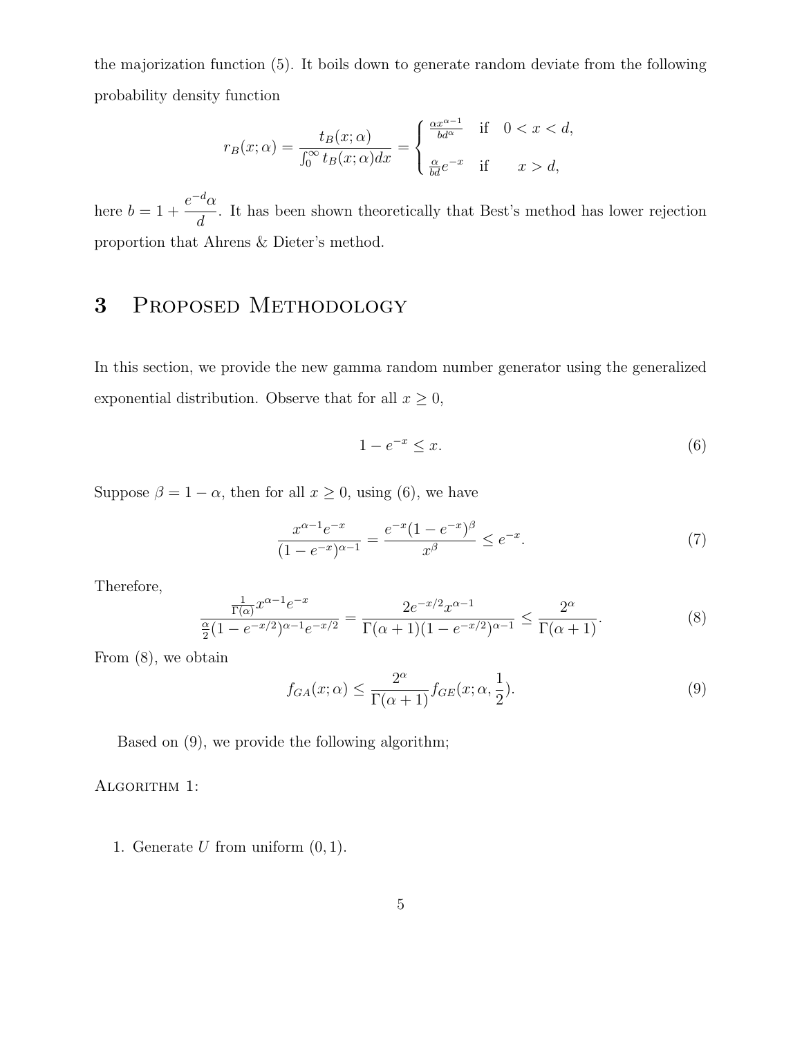the majorization function (5). It boils down to generate random deviate from the following probability density function

$$r_B(x;\alpha) = \frac{t_B(x;\alpha)}{\int_0^\infty t_B(x;\alpha)dx} = \begin{cases} \frac{\alpha x^{\alpha-1}}{bd^\alpha} & \text{if} \quad 0 < x < d, \\ \\ \frac{\alpha}{bd} e^{-x} & \text{if} \qquad x > d, \end{cases}$$

here $b = 1 + \dfrac{e^{-d}\alpha}{d}$. It has been shown theoretically that Best's method has lower rejection proportion that Ahrens & Dieter's method.

# 3 Proposed Methodology

In this section, we provide the new gamma random number generator using the generalized exponential distribution. Observe that for all $x \geq 0$,

$$1 - e^{-x} \leq x. \tag{6}$$

Suppose $\beta = 1 - \alpha$, then for all $x \geq 0$, using (6), we have

$$\frac{x^{\alpha-1}e^{-x}}{(1-e^{-x})^{\alpha-1}} = \frac{e^{-x}(1-e^{-x})^\beta}{x^\beta} \leq e^{-x}. \tag{7}$$

Therefore,

$$\frac{\frac{1}{\Gamma(\alpha)}x^{\alpha-1}e^{-x}}{\frac{\alpha}{2}(1-e^{-x/2})^{\alpha-1}e^{-x/2}} = \frac{2e^{-x/2}x^{\alpha-1}}{\Gamma(\alpha+1)(1-e^{-x/2})^{\alpha-1}} \leq \frac{2^\alpha}{\Gamma(\alpha+1)}. \tag{8}$$

From (8), we obtain

$$f_{GA}(x;\alpha) \leq \frac{2^\alpha}{\Gamma(\alpha+1)} f_{GE}(x;\alpha,\frac{1}{2}). \tag{9}$$

Based on (9), we provide the following algorithm;

Algorithm 1:

1. Generate $U$ from uniform $(0,1)$.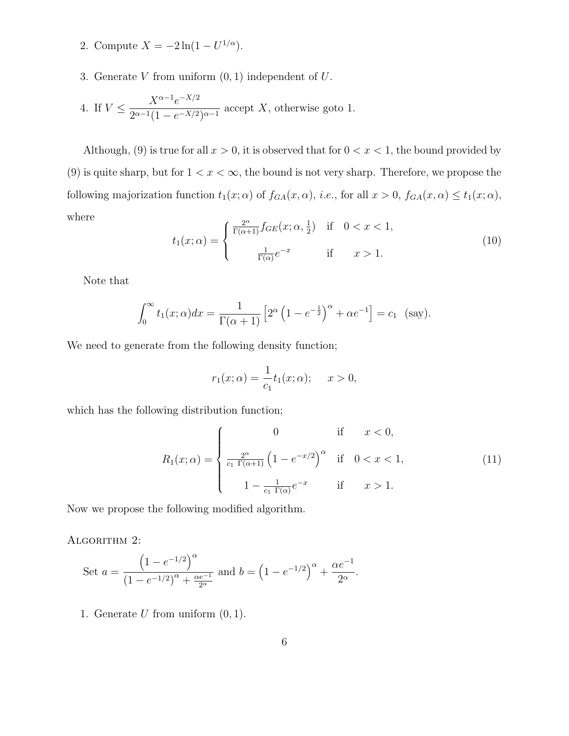2. Compute $X = -2\ln(1 - U^{1/\alpha})$.

3. Generate $V$ from uniform $(0, 1)$ independent of $U$.

4. If $V \leq \dfrac{X^{\alpha-1}e^{-X/2}}{2^{\alpha-1}(1 - e^{-X/2})^{\alpha-1}}$ accept $X$, otherwise goto 1.

Although, (9) is true for all $x > 0$, it is observed that for $0 < x < 1$, the bound provided by (9) is quite sharp, but for $1 < x < \infty$, the bound is not very sharp. Therefore, we propose the following majorization function $t_1(x;\alpha)$ of $f_{GA}(x, \alpha)$, *i.e.*, for all $x > 0$, $f_{GA}(x, \alpha) \leq t_1(x; \alpha)$, where

$$
t_1(x;\alpha) = \begin{cases} \frac{2^\alpha}{\Gamma(\alpha+1)} f_{GE}(x; \alpha, \frac{1}{2}) & \text{if} \quad 0 < x < 1, \\ \frac{1}{\Gamma(\alpha)} e^{-x} & \text{if} \quad x > 1. \end{cases} \tag{10}
$$

Note that

$$
\int_0^\infty t_1(x;\alpha)dx = \frac{1}{\Gamma(\alpha+1)}\left[2^\alpha\left(1 - e^{-\frac{1}{2}}\right)^\alpha + \alpha e^{-1}\right] = c_1 \quad \text{(say)}.
$$

We need to generate from the following density function;

$$
r_1(x;\alpha) = \frac{1}{c_1} t_1(x;\alpha); \qquad x > 0,
$$

which has the following distribution function;

$$
R_1(x;\alpha) = \begin{cases} 0 & \text{if} \quad x < 0, \\ \frac{2^\alpha}{c_1\ \Gamma(\alpha+1)}\left(1 - e^{-x/2}\right)^\alpha & \text{if} \quad 0 < x < 1, \\ 1 - \frac{1}{c_1\ \Gamma(\alpha)} e^{-x} & \text{if} \quad x > 1. \end{cases} \tag{11}
$$

Now we propose the following modified algorithm.

ALGORITHM 2:

Set $a = \dfrac{\left(1 - e^{-1/2}\right)^\alpha}{\left(1 - e^{-1/2}\right)^\alpha + \frac{\alpha e^{-1}}{2^\alpha}}$ and $b = \left(1 - e^{-1/2}\right)^\alpha + \dfrac{\alpha e^{-1}}{2^\alpha}$.

1. Generate $U$ from uniform $(0, 1)$.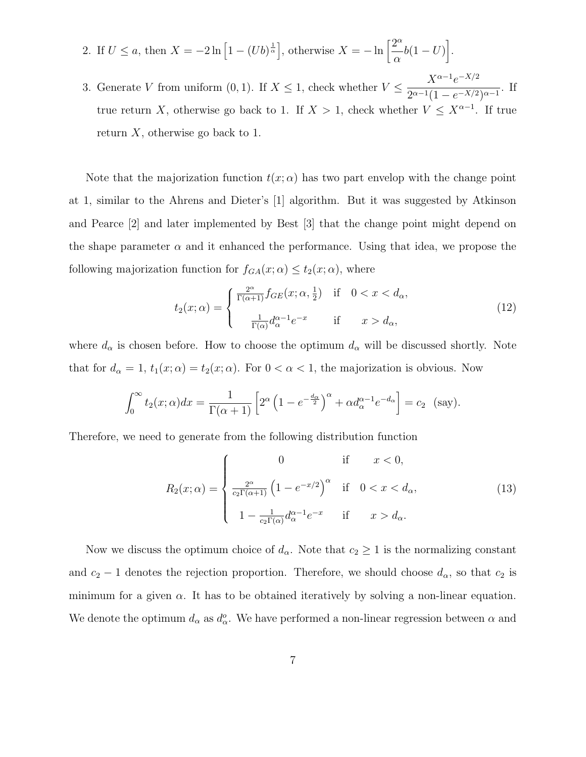2. If $U \leq a$, then $X = -2\ln\left[1-(Ub)^{\frac{1}{\alpha}}\right]$, otherwise $X = -\ln\left[\frac{2^\alpha}{\alpha}b(1-U)\right]$.

3. Generate $V$ from uniform $(0,1)$. If $X \leq 1$, check whether $V \leq \frac{X^{\alpha-1}e^{-X/2}}{2^{\alpha-1}(1-e^{-X/2})^{\alpha-1}}$. If true return $X$, otherwise go back to 1. If $X > 1$, check whether $V \leq X^{\alpha-1}$. If true return $X$, otherwise go back to 1.

Note that the majorization function $t(x;\alpha)$ has two part envelop with the change point at 1, similar to the Ahrens and Dieter's [1] algorithm. But it was suggested by Atkinson and Pearce [2] and later implemented by Best [3] that the change point might depend on the shape parameter $\alpha$ and it enhanced the performance. Using that idea, we propose the following majorization function for $f_{GA}(x;\alpha) \leq t_2(x;\alpha)$, where

$$t_2(x;\alpha) = \begin{cases} \frac{2^\alpha}{\Gamma(\alpha+1)} f_{GE}(x;\alpha,\frac{1}{2}) & \text{if} \quad 0 < x < d_\alpha, \\ \\ \frac{1}{\Gamma(\alpha)} d_\alpha^{\alpha-1} e^{-x} & \text{if} \quad x > d_\alpha, \end{cases} \tag{12}$$

where $d_\alpha$ is chosen before. How to choose the optimum $d_\alpha$ will be discussed shortly. Note that for $d_\alpha = 1$, $t_1(x;\alpha) = t_2(x;\alpha)$. For $0 < \alpha < 1$, the majorization is obvious. Now

$$\int_0^\infty t_2(x;\alpha)dx = \frac{1}{\Gamma(\alpha+1)}\left[2^\alpha\left(1-e^{-\frac{d_\alpha}{2}}\right)^\alpha + \alpha d_\alpha^{\alpha-1}e^{-d_\alpha}\right] = c_2 \text{ (say)}.$$

Therefore, we need to generate from the following distribution function

$$R_2(x;\alpha) = \begin{cases} 0 & \text{if} \quad x < 0, \\ \\ \frac{2^\alpha}{c_2\Gamma(\alpha+1)}\left(1-e^{-x/2}\right)^\alpha & \text{if} \quad 0 < x < d_\alpha, \\ \\ 1 - \frac{1}{c_2\Gamma(\alpha)} d_\alpha^{\alpha-1}e^{-x} & \text{if} \quad x > d_\alpha. \end{cases} \tag{13}$$

Now we discuss the optimum choice of $d_\alpha$. Note that $c_2 \geq 1$ is the normalizing constant and $c_2 - 1$ denotes the rejection proportion. Therefore, we should choose $d_\alpha$, so that $c_2$ is minimum for a given $\alpha$. It has to be obtained iteratively by solving a non-linear equation. We denote the optimum $d_\alpha$ as $d_\alpha^o$. We have performed a non-linear regression between $\alpha$ and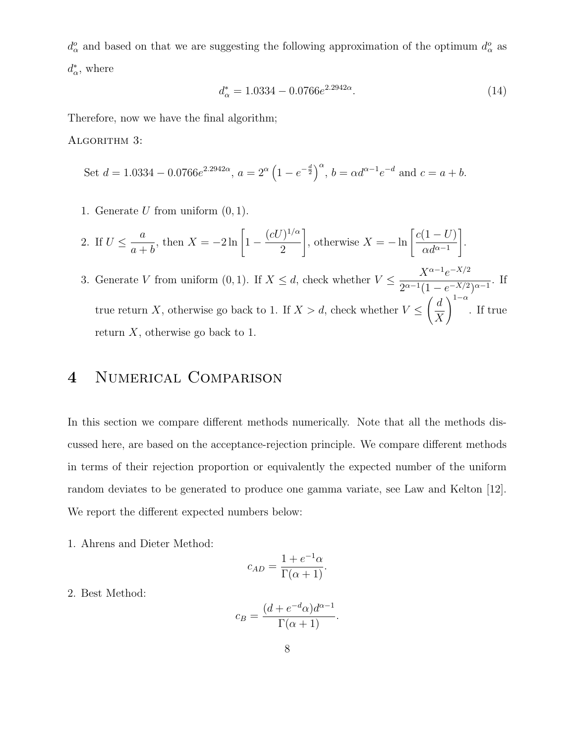$d_\alpha^o$ and based on that we are suggesting the following approximation of the optimum $d_\alpha^o$ as $d_\alpha^*$, where

$$d_\alpha^* = 1.0334 - 0.0766 e^{2.2942\alpha}. \tag{14}$$

Therefore, now we have the final algorithm;

ALGORITHM 3:

Set $d = 1.0334 - 0.0766e^{2.2942\alpha}$, $a = 2^\alpha \left(1 - e^{-\frac{d}{2}}\right)^\alpha$, $b = \alpha d^{\alpha-1} e^{-d}$ and $c = a + b$.

1. Generate $U$ from uniform $(0, 1)$.
2. If $U \leq \dfrac{a}{a+b}$, then $X = -2\ln\left[1 - \dfrac{(cU)^{1/\alpha}}{2}\right]$, otherwise $X = -\ln\left[\dfrac{c(1-U)}{\alpha d^{\alpha-1}}\right]$.
3. Generate $V$ from uniform $(0, 1)$. If $X \leq d$, check whether $V \leq \dfrac{X^{\alpha-1}e^{-X/2}}{2^{\alpha-1}(1-e^{-X/2})^{\alpha-1}}$. If true return $X$, otherwise go back to 1. If $X > d$, check whether $V \leq \left(\dfrac{d}{X}\right)^{1-\alpha}$. If true return $X$, otherwise go back to 1.

# 4 Numerical Comparison

In this section we compare different methods numerically. Note that all the methods discussed here, are based on the acceptance-rejection principle. We compare different methods in terms of their rejection proportion or equivalently the expected number of the uniform random deviates to be generated to produce one gamma variate, see Law and Kelton [12]. We report the different expected numbers below:

1. Ahrens and Dieter Method:
$$c_{AD} = \frac{1 + e^{-1}\alpha}{\Gamma(\alpha+1)}.$$

2. Best Method:
$$c_B = \frac{(d + e^{-d}\alpha)d^{\alpha-1}}{\Gamma(\alpha+1)}.$$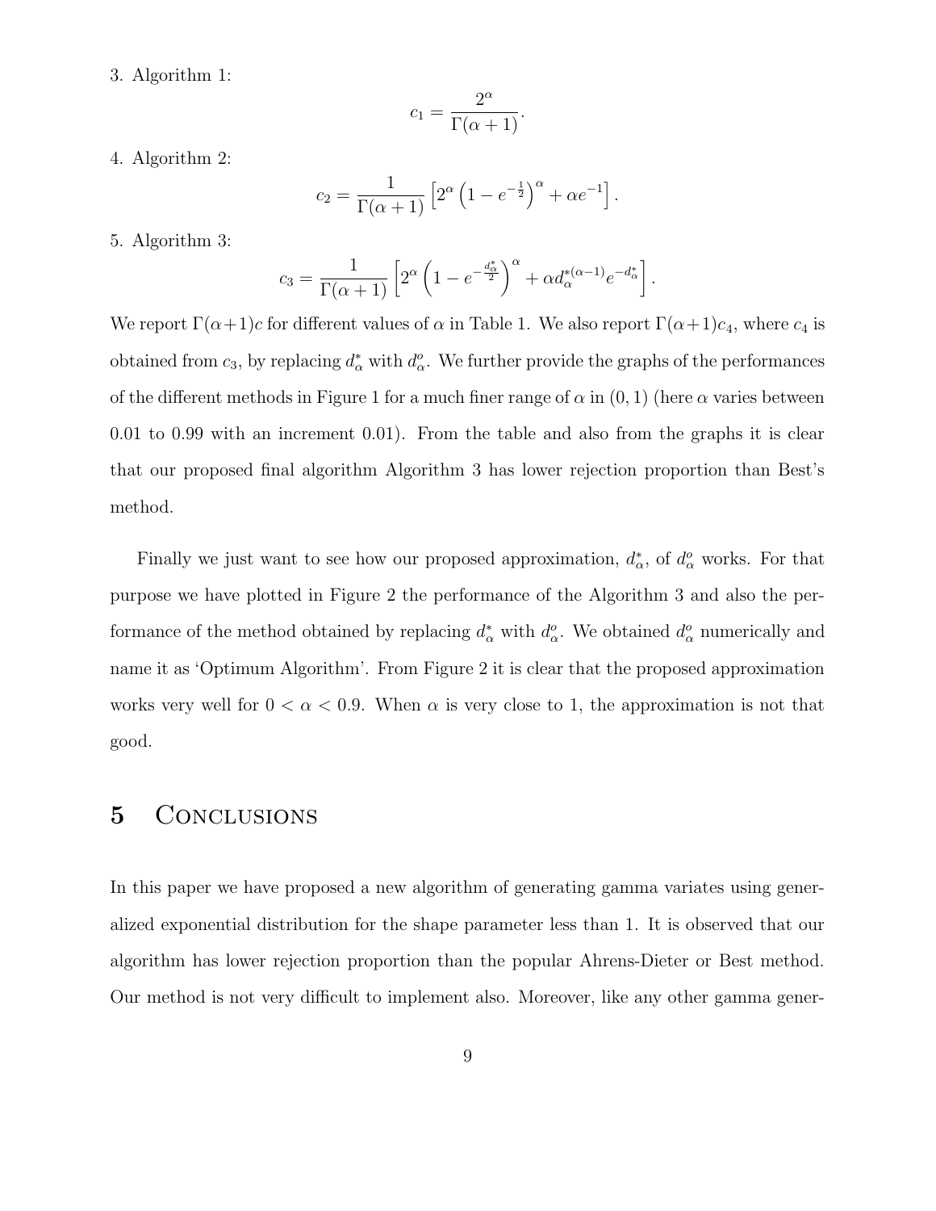3. Algorithm 1:

$$c_1 = \frac{2^\alpha}{\Gamma(\alpha+1)}.$$

4. Algorithm 2:

$$c_2 = \frac{1}{\Gamma(\alpha+1)}\left[2^\alpha\left(1-e^{-\frac{1}{2}}\right)^\alpha + \alpha e^{-1}\right].$$

5. Algorithm 3:

$$c_3 = \frac{1}{\Gamma(\alpha+1)}\left[2^\alpha\left(1-e^{-\frac{d^*_\alpha}{2}}\right)^\alpha + \alpha d_\alpha^{*(\alpha-1)}e^{-d^*_\alpha}\right].$$

We report $\Gamma(\alpha+1)c$ for different values of $\alpha$ in Table 1. We also report $\Gamma(\alpha+1)c_4$, where $c_4$ is obtained from $c_3$, by replacing $d^*_\alpha$ with $d^o_\alpha$. We further provide the graphs of the performances of the different methods in Figure 1 for a much finer range of $\alpha$ in $(0,1)$ (here $\alpha$ varies between 0.01 to 0.99 with an increment 0.01). From the table and also from the graphs it is clear that our proposed final algorithm Algorithm 3 has lower rejection proportion than Best's method.

Finally we just want to see how our proposed approximation, $d^*_\alpha$, of $d^o_\alpha$ works. For that purpose we have plotted in Figure 2 the performance of the Algorithm 3 and also the performance of the method obtained by replacing $d^*_\alpha$ with $d^o_\alpha$. We obtained $d^o_\alpha$ numerically and name it as 'Optimum Algorithm'. From Figure 2 it is clear that the proposed approximation works very well for $0 < \alpha < 0.9$. When $\alpha$ is very close to 1, the approximation is not that good.

## 5 Conclusions

In this paper we have proposed a new algorithm of generating gamma variates using generalized exponential distribution for the shape parameter less than 1. It is observed that our algorithm has lower rejection proportion than the popular Ahrens-Dieter or Best method. Our method is not very difficult to implement also. Moreover, like any other gamma gener-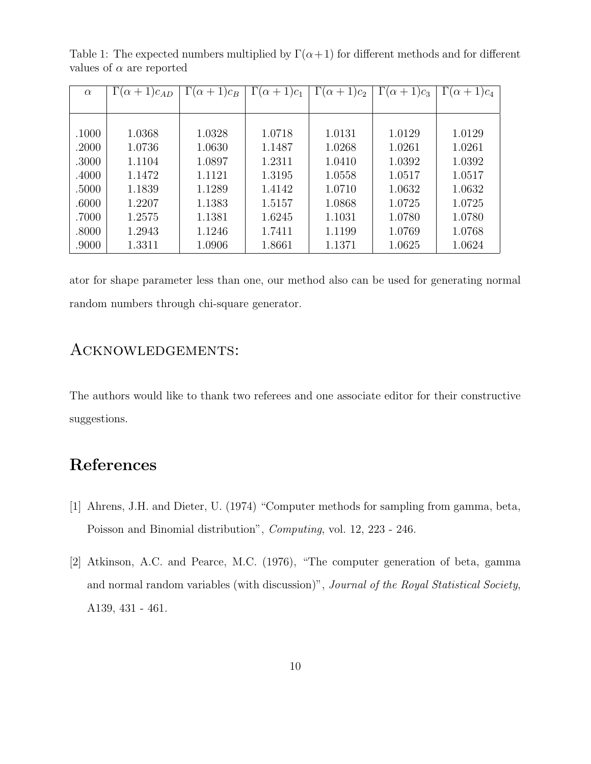Table 1: The expected numbers multiplied by $\Gamma(\alpha+1)$ for different methods and for different values of $\alpha$ are reported

| $\alpha$ | $\Gamma(\alpha+1)c_{AD}$ | $\Gamma(\alpha+1)c_B$ | $\Gamma(\alpha+1)c_1$ | $\Gamma(\alpha+1)c_2$ | $\Gamma(\alpha+1)c_3$ | $\Gamma(\alpha+1)c_4$ |
|---|---|---|---|---|---|---|
| .1000 | 1.0368 | 1.0328 | 1.0718 | 1.0131 | 1.0129 | 1.0129 |
| .2000 | 1.0736 | 1.0630 | 1.1487 | 1.0268 | 1.0261 | 1.0261 |
| .3000 | 1.1104 | 1.0897 | 1.2311 | 1.0410 | 1.0392 | 1.0392 |
| .4000 | 1.1472 | 1.1121 | 1.3195 | 1.0558 | 1.0517 | 1.0517 |
| .5000 | 1.1839 | 1.1289 | 1.4142 | 1.0710 | 1.0632 | 1.0632 |
| .6000 | 1.2207 | 1.1383 | 1.5157 | 1.0868 | 1.0725 | 1.0725 |
| .7000 | 1.2575 | 1.1381 | 1.6245 | 1.1031 | 1.0780 | 1.0780 |
| .8000 | 1.2943 | 1.1246 | 1.7411 | 1.1199 | 1.0769 | 1.0768 |
| .9000 | 1.3311 | 1.0906 | 1.8661 | 1.1371 | 1.0625 | 1.0624 |

ator for shape parameter less than one, our method also can be used for generating normal random numbers through chi-square generator.

## Acknowledgements:

The authors would like to thank two referees and one associate editor for their constructive suggestions.

# References

[1] Ahrens, J.H. and Dieter, U. (1974) "Computer methods for sampling from gamma, beta, Poisson and Binomial distribution", *Computing*, vol. 12, 223 - 246.

[2] Atkinson, A.C. and Pearce, M.C. (1976), "The computer generation of beta, gamma and normal random variables (with discussion)", *Journal of the Royal Statistical Society*, A139, 431 - 461.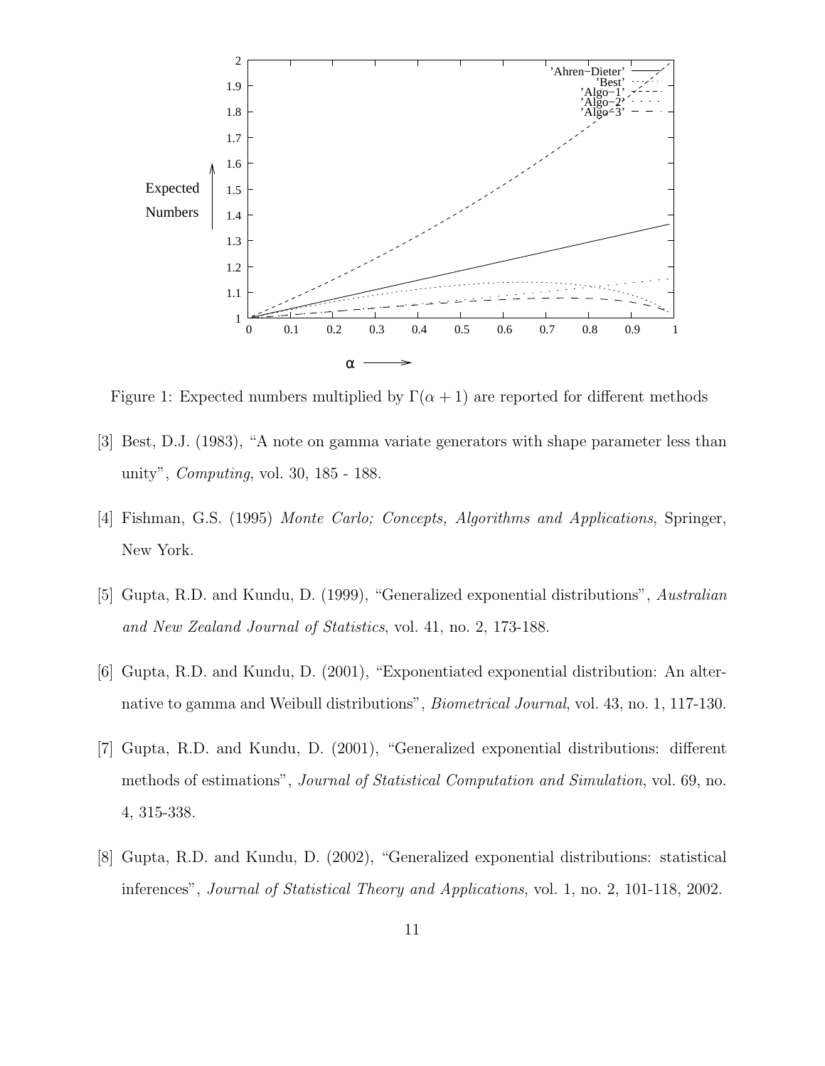Figure 1: Expected numbers multiplied by $\Gamma(\alpha + 1)$ are reported for different methods

[3] Best, D.J. (1983), "A note on gamma variate generators with shape parameter less than unity", *Computing*, vol. 30, 185 - 188.

[4] Fishman, G.S. (1995) *Monte Carlo; Concepts, Algorithms and Applications*, Springer, New York.

[5] Gupta, R.D. and Kundu, D. (1999), "Generalized exponential distributions", *Australian and New Zealand Journal of Statistics*, vol. 41, no. 2, 173-188.

[6] Gupta, R.D. and Kundu, D. (2001), "Exponentiated exponential distribution: An alternative to gamma and Weibull distributions", *Biometrical Journal*, vol. 43, no. 1, 117-130.

[7] Gupta, R.D. and Kundu, D. (2001), "Generalized exponential distributions: different methods of estimations", *Journal of Statistical Computation and Simulation*, vol. 69, no. 4, 315-338.

[8] Gupta, R.D. and Kundu, D. (2002), "Generalized exponential distributions: statistical inferences", *Journal of Statistical Theory and Applications*, vol. 1, no. 2, 101-118, 2002.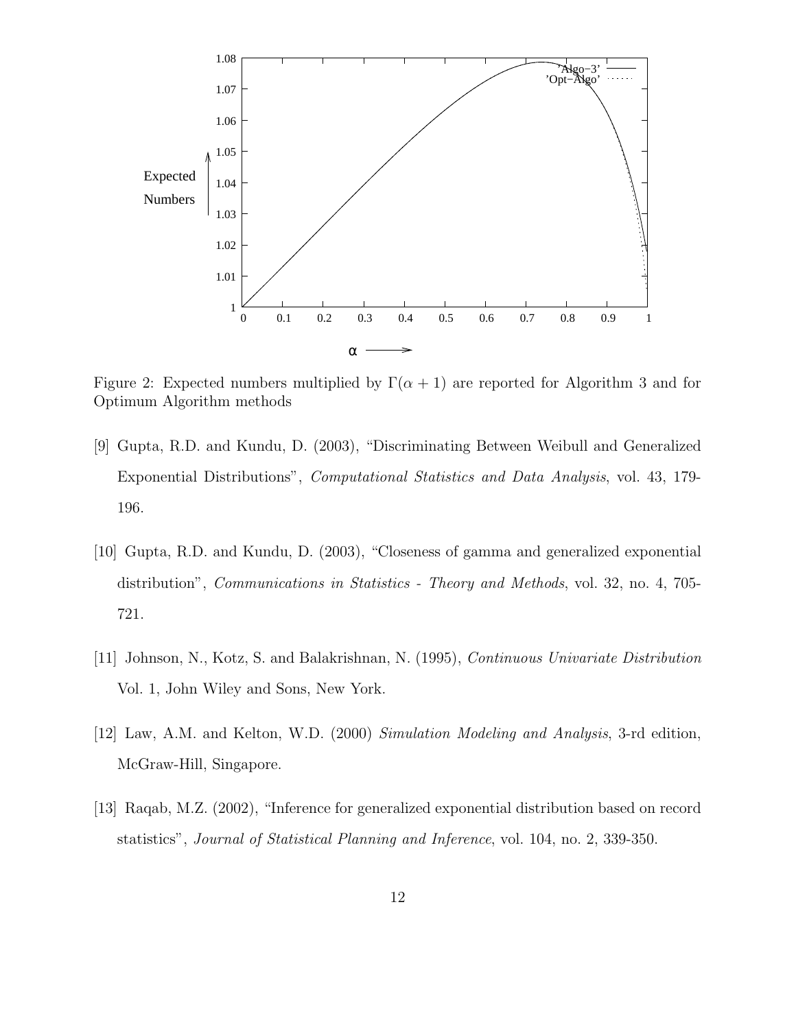Figure 2: Expected numbers multiplied by $\Gamma(\alpha + 1)$ are reported for Algorithm 3 and for Optimum Algorithm methods

[9] Gupta, R.D. and Kundu, D. (2003), "Discriminating Between Weibull and Generalized Exponential Distributions", *Computational Statistics and Data Analysis*, vol. 43, 179-196.

[10] Gupta, R.D. and Kundu, D. (2003), "Closeness of gamma and generalized exponential distribution", *Communications in Statistics - Theory and Methods*, vol. 32, no. 4, 705-721.

[11] Johnson, N., Kotz, S. and Balakrishnan, N. (1995), *Continuous Univariate Distribution* Vol. 1, John Wiley and Sons, New York.

[12] Law, A.M. and Kelton, W.D. (2000) *Simulation Modeling and Analysis*, 3-rd edition, McGraw-Hill, Singapore.

[13] Raqab, M.Z. (2002), "Inference for generalized exponential distribution based on record statistics", *Journal of Statistical Planning and Inference*, vol. 104, no. 2, 339-350.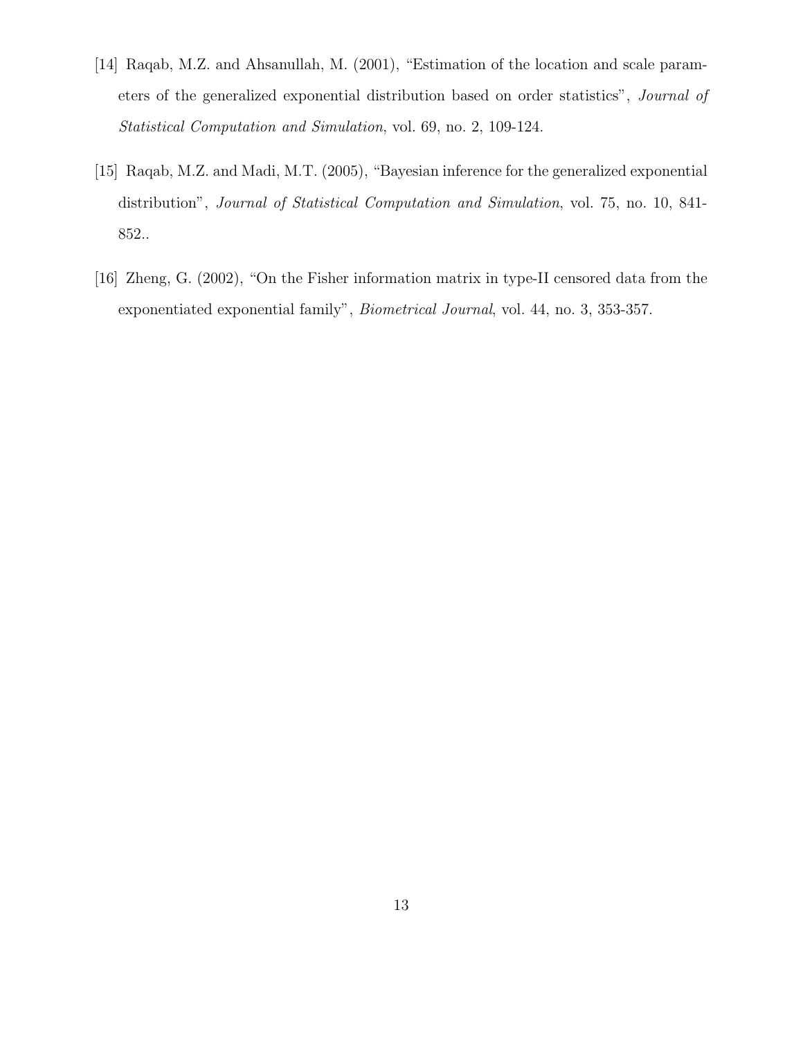[14] Raqab, M.Z. and Ahsanullah, M. (2001), "Estimation of the location and scale parameters of the generalized exponential distribution based on order statistics", *Journal of Statistical Computation and Simulation*, vol. 69, no. 2, 109-124.

[15] Raqab, M.Z. and Madi, M.T. (2005), "Bayesian inference for the generalized exponential distribution", *Journal of Statistical Computation and Simulation*, vol. 75, no. 10, 841-852..

[16] Zheng, G. (2002), "On the Fisher information matrix in type-II censored data from the exponentiated exponential family", *Biometrical Journal*, vol. 44, no. 3, 353-357.